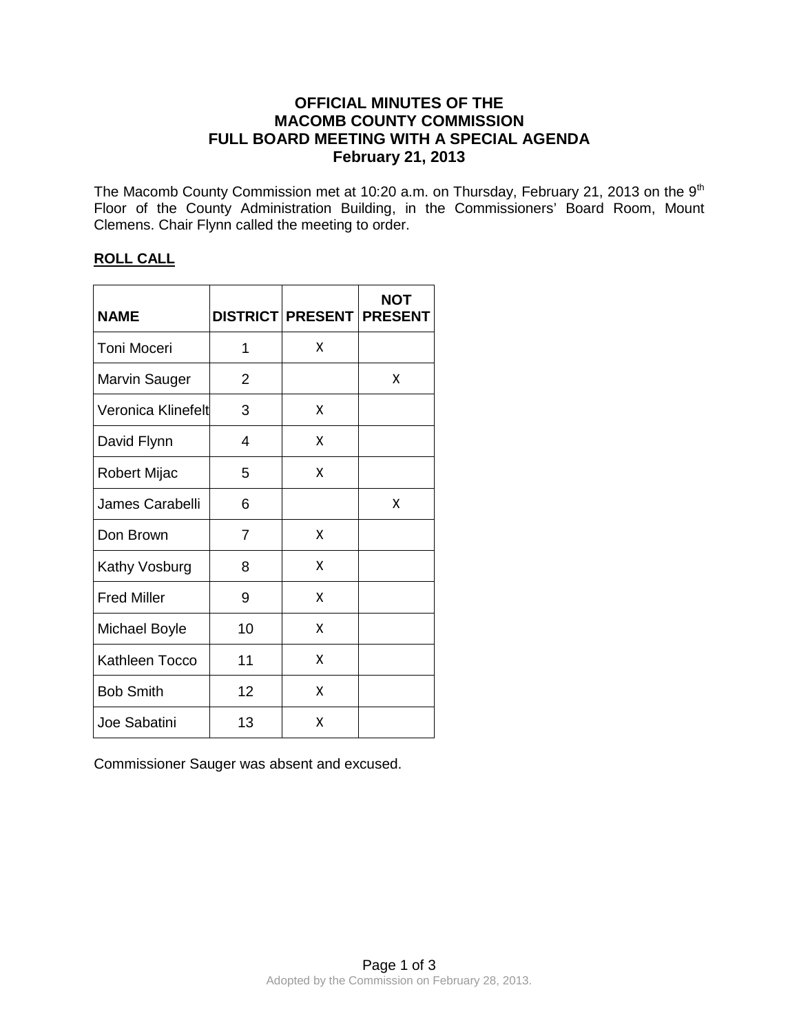# OFFICIAL MINUTES OF THE MACOMB COUNTY COMMISSION FULL BOARD MEETING WITH A SPECIAL AGENDA February 21, 2013

The Macomb County Commission met at 10:20 a.m. on Thursday, February 21, 2013 on the 9th Floor of the County Administration Building, in the Commissioners' Board Room, Mount Clemens. Chair Flynn called the meeting to order.

## ROLL CALL

| NAME | DISTRICT | PRESENT | NOT PRESENT |
|---|---|---|---|
| Toni Moceri | 1 | X | |
| Marvin Sauger | 2 | | X |
| Veronica Klinefelt | 3 | X | |
| David Flynn | 4 | X | |
| Robert Mijac | 5 | X | |
| James Carabelli | 6 | | X |
| Don Brown | 7 | X | |
| Kathy Vosburg | 8 | X | |
| Fred Miller | 9 | X | |
| Michael Boyle | 10 | X | |
| Kathleen Tocco | 11 | X | |
| Bob Smith | 12 | X | |
| Joe Sabatini | 13 | X | |

Commissioner Sauger was absent and excused.

Adopted by the Commission on February 28, 2013.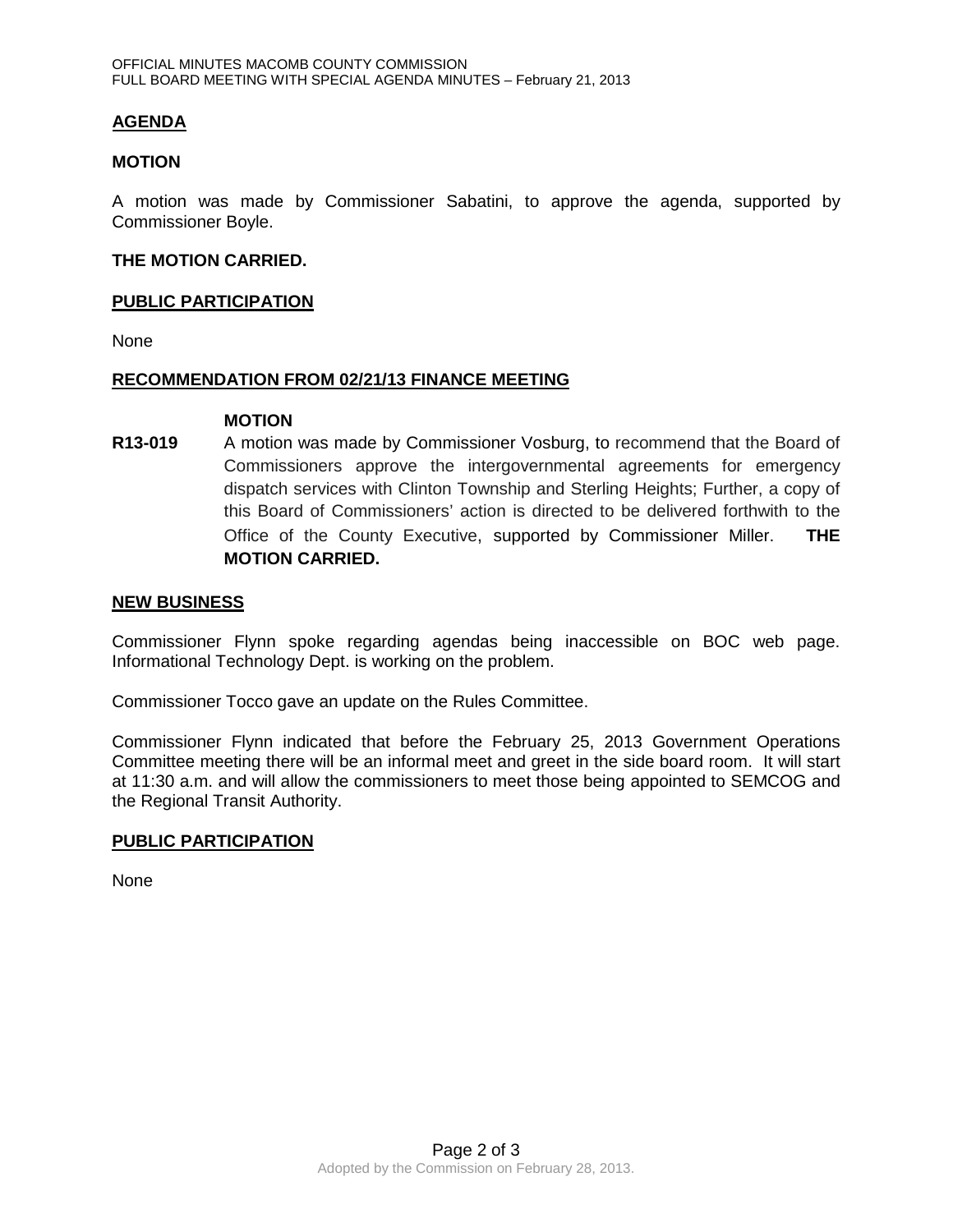## AGENDA

**MOTION**

A motion was made by Commissioner Sabatini, to approve the agenda, supported by Commissioner Boyle.

**THE MOTION CARRIED.**

## PUBLIC PARTICIPATION

None

## RECOMMENDATION FROM 02/21/13 FINANCE MEETING

**MOTION**

**R13-019** A motion was made by Commissioner Vosburg, to recommend that the Board of Commissioners approve the intergovernmental agreements for emergency dispatch services with Clinton Township and Sterling Heights; Further, a copy of this Board of Commissioners' action is directed to be delivered forthwith to the Office of the County Executive, supported by Commissioner Miller. **THE MOTION CARRIED.**

## NEW BUSINESS

Commissioner Flynn spoke regarding agendas being inaccessible on BOC web page. Informational Technology Dept. is working on the problem.

Commissioner Tocco gave an update on the Rules Committee.

Commissioner Flynn indicated that before the February 25, 2013 Government Operations Committee meeting there will be an informal meet and greet in the side board room. It will start at 11:30 a.m. and will allow the commissioners to meet those being appointed to SEMCOG and the Regional Transit Authority.

## PUBLIC PARTICIPATION

None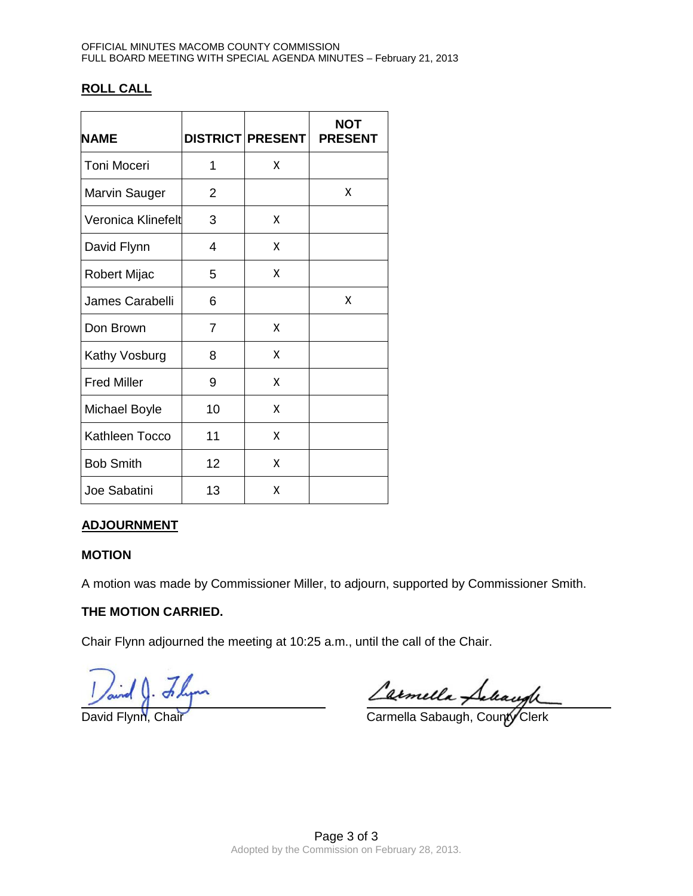## ROLL CALL

| NAME | DISTRICT | PRESENT | NOT PRESENT |
|---|---|---|---|
| Toni Moceri | 1 | X | |
| Marvin Sauger | 2 | | X |
| Veronica Klinefelt | 3 | X | |
| David Flynn | 4 | X | |
| Robert Mijac | 5 | X | |
| James Carabelli | 6 | | X |
| Don Brown | 7 | X | |
| Kathy Vosburg | 8 | X | |
| Fred Miller | 9 | X | |
| Michael Boyle | 10 | X | |
| Kathleen Tocco | 11 | X | |
| Bob Smith | 12 | X | |
| Joe Sabatini | 13 | X | |

## ADJOURNMENT

**MOTION**

A motion was made by Commissioner Miller, to adjourn, supported by Commissioner Smith.

**THE MOTION CARRIED.**

Chair Flynn adjourned the meeting at 10:25 a.m., until the call of the Chair.

David Flynn, Chair

Carmella Sabaugh, County Clerk

Adopted by the Commission on February 28, 2013.